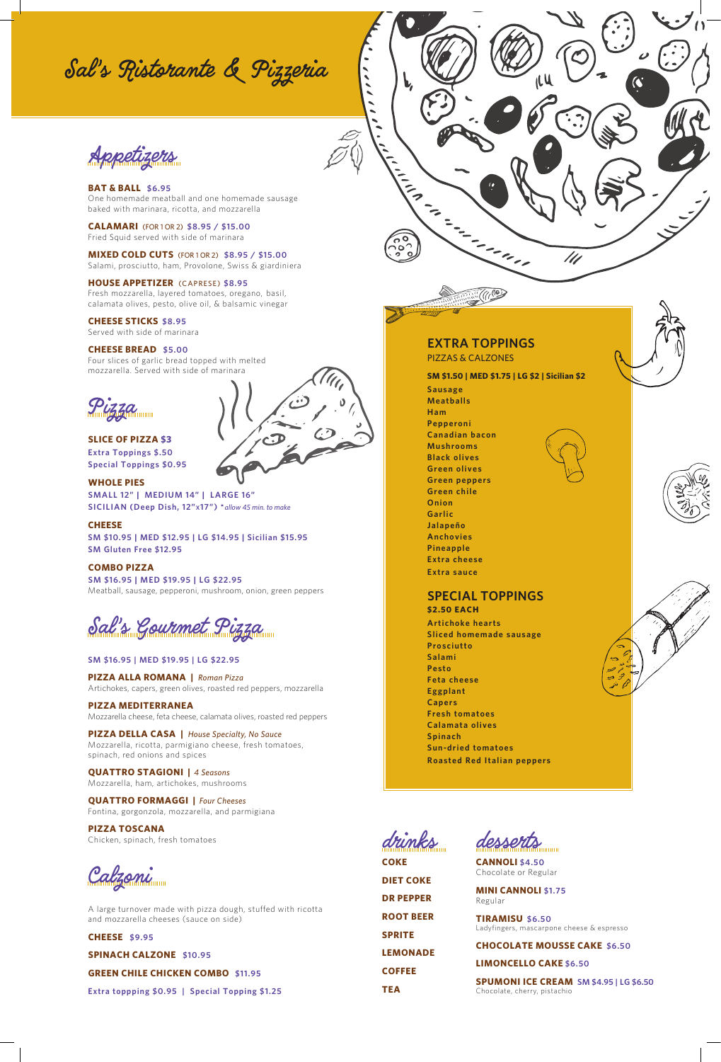# Sal's Ristorante & Pizzeria

## Appetizers

**BAT & BALL** $6.95
One homemade meatball and one homemade sausage baked with marinara, ricotta, and mozzarella

**CALAMARI** (FOR 1 OR 2) $8.95 / $15.00
Fried Squid served with side of marinara

**MIXED COLD CUTS** (FOR 1 OR 2) $8.95 / $15.00
Salami, prosciutto, ham, Provolone, Swiss & giardiniera

**HOUSE APPETIZER** (CAPRESE) $8.95
Fresh mozzarella, layered tomatoes, oregano, basil, calamata olives, pesto, olive oil, & balsamic vinegar

**CHEESE STICKS** $8.95
Served with side of marinara

**CHEESE BREAD** $5.00
Four slices of garlic bread topped with melted mozzarella. Served with side of marinara

## Pizza

**SLICE OF PIZZA $3**
Extra Toppings $.50
Special Toppings $0.95

**WHOLE PIES**
SMALL 12" | MEDIUM 14" | LARGE 16"
SICILIAN (Deep Dish, 12"x17") *allow 45 min. to make*

**CHEESE**
SM $10.95 | MED $12.95 | LG $14.95 | Sicilian $15.95
SM Gluten Free $12.95

**COMBO PIZZA**
SM $16.95 | MED $19.95 | LG $22.95
Meatball, sausage, pepperoni, mushroom, onion, green peppers

## Sal's Gourmet Pizza

SM $16.95 | MED $19.95 | LG $22.95

**PIZZA ALLA ROMANA** | *Roman Pizza*
Artichokes, capers, green olives, roasted red peppers, mozzarella

**PIZZA MEDITERRANEA**
Mozzarella cheese, feta cheese, calamata olives, roasted red peppers

**PIZZA DELLA CASA** | *House Specialty, No Sauce*
Mozzarella, ricotta, parmigiano cheese, fresh tomatoes, spinach, red onions and spices

**QUATTRO STAGIONI** | *4 Seasons*
Mozzarella, ham, artichokes, mushrooms

**QUATTRO FORMAGGI** | *Four Cheeses*
Fontina, gorgonzola, mozzarella, and parmigiana

**PIZZA TOSCANA**
Chicken, spinach, fresh tomatoes

## Calzoni

A large turnover made with pizza dough, stuffed with ricotta and mozzarella cheeses (sauce on side)

**CHEESE** $9.95

**SPINACH CALZONE** $10.95

**GREEN CHILE CHICKEN COMBO** $11.95

Extra toppping $0.95 | Special Topping $1.25

## EXTRA TOPPINGS
PIZZAS & CALZONES

**SM $1.50 | MED $1.75 | LG $2 | Sicilian $2**

- Sausage
- Meatballs
- Ham
- Pepperoni
- Canadian bacon
- Mushrooms
- Black olives
- Green olives
- Green peppers
- Green chile
- Onion
- Garlic
- Jalapeño
- Anchovies
- Pineapple
- Extra cheese
- Extra sauce

## SPECIAL TOPPINGS
**$2.50 EACH**

- Artichoke hearts
- Sliced homemade sausage
- Prosciutto
- Salami
- Pesto
- Feta cheese
- Eggplant
- Capers
- Fresh tomatoes
- Calamata olives
- Spinach
- Sun-dried tomatoes
- Roasted Red Italian peppers

## drinks

- COKE
- DIET COKE
- DR PEPPER
- ROOT BEER
- SPRITE
- LEMONADE
- COFFEE
- TEA

## desserts

**CANNOLI** $4.50
Chocolate or Regular

**MINI CANNOLI** $1.75
Regular

**TIRAMISU** $6.50
Ladyfingers, mascarpone cheese & espresso

**CHOCOLATE MOUSSE CAKE** $6.50

**LIMONCELLO CAKE** $6.50

**SPUMONI ICE CREAM** SM $4.95 | LG $6.50
Chocolate, cherry, pistachio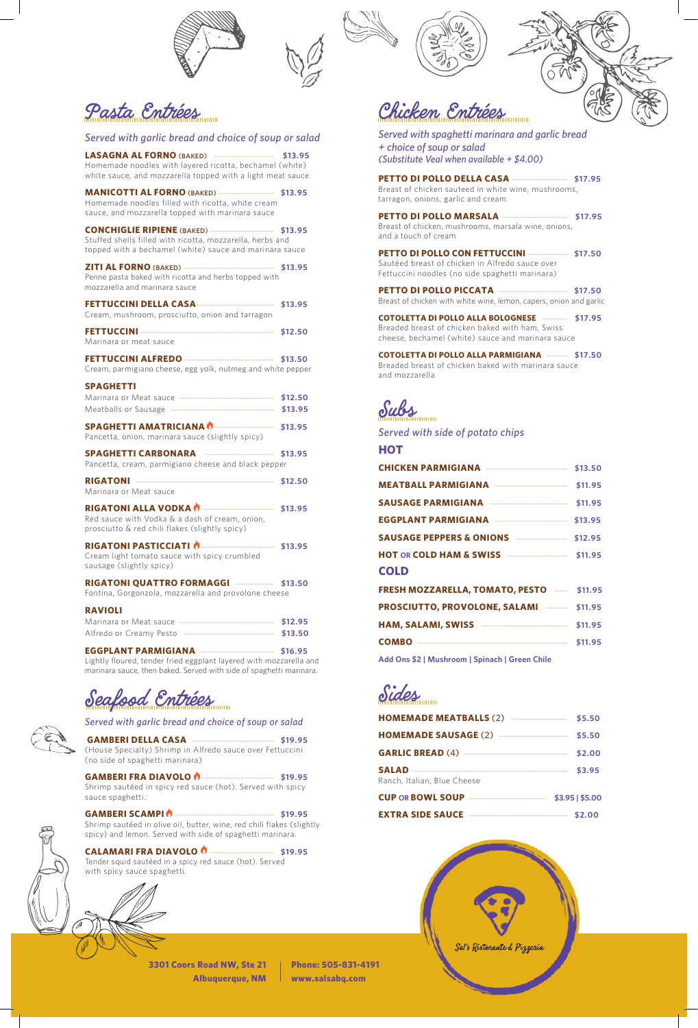## Pasta Entrées

*Served with garlic bread and choice of soup or salad*

**LASAGNA AL FORNO** (BAKED) — **$13.95**
Homemade noodles with layered ricotta, bechamel (white) white sauce, and mozzarella topped with a light meat sauce

**MANICOTTI AL FORNO** (BAKED) — **$13.95**
Homemade noodles filled with ricotta, white cream sauce, and mozzarella topped with marinara sauce

**CONCHIGLIE RIPIENE** (BAKED) — **$13.95**
Stuffed shells filled with ricotta, mozzarella, herbs and topped with a bechamel (white) sauce and marinara sauce

**ZITI AL FORNO** (BAKED) — **$13.95**
Penne pasta baked with ricotta and herbs topped with mozzarella and marinara sauce

**FETTUCCINI DELLA CASA** — **$13.95**
Cream, mushroom, prosciutto, onion and tarragon

**FETTUCCINI** — **$12.50**
Marinara or meat sauce

**FETTUCCINI ALFREDO** — **$13.50**
Cream, parmigiano cheese, egg yolk, nutmeg and white pepper

**SPAGHETTI**
Marinara or Meat sauce — **$12.50**
Meatballs or Sausage — **$13.95**

**SPAGHETTI AMATRICIANA** — **$13.95**
Pancetta, onion, marinara sauce (slightly spicy)

**SPAGHETTI CARBONARA** — **$13.95**
Pancetta, cream, parmigiano cheese and black pepper

**RIGATONI** — **$12.50**
Marinara or Meat sauce

**RIGATONI ALLA VODKA** — **$13.95**
Red sauce with Vodka & a dash of cream, onion, prosciutto & red chili flakes (slightly spicy)

**RIGATONI PASTICCIATI** — **$13.95**
Cream light tomato sauce with spicy crumbled sausage (slightly spicy)

**RIGATONI QUATTRO FORMAGGI** — **$13.50**
Fontina, Gorgonzola, mozzarella and provolone cheese

**RAVIOLI**
Marinara or Meat sauce — **$12.95**
Alfredo or Creamy Pesto — **$13.50**

**EGGPLANT PARMIGIANA** — **$16.95**
Lightly floured, tender fried eggplant layered with mozzarella and marinara sauce, then baked. Served with side of spaghetti marinara.

## Seafood Entrées

*Served with garlic bread and choice of soup or salad*

**GAMBERI DELLA CASA** — **$19.95**
(House Specialty) Shrimp in Alfredo sauce over Fettuccini (no side of spaghetti marinara)

**GAMBERI FRA DIAVOLO** — **$19.95**
Shrimp sautéed in spicy red sauce (hot). Served with spicy sauce spaghetti.

**GAMBERI SCAMPI** — **$19.95**
Shrimp sautéed in olive oil, butter, wine, red chili flakes (slightly spicy) and lemon. Served with side of spaghetti marinara.

**CALAMARI FRA DIAVOLO** — **$19.95**
Tender squid sautéed in a spicy red sauce (hot). Served with spicy sauce spaghetti.

## Chicken Entrées

*Served with spaghetti marinara and garlic bread + choice of soup or salad (Substitute Veal when available + $4.00)*

**PETTO DI POLLO DELLA CASA** — **$17.95**
Breast of chicken sauteed in white wine, mushrooms, tarragon, onions, garlic and cream

**PETTO DI POLLO MARSALA** — **$17.95**
Breast of chicken, mushrooms, marsala wine, onions, and a touch of cream

**PETTO DI POLLO CON FETTUCCINI** — **$17.50**
Sautéed breast of chicken in Alfredo sauce over Fettuccini noodles (no side spaghetti marinara)

**PETTO DI POLLO PICCATA** — **$17.50**
Breast of chicken with white wine, lemon, capers, onion and garlic

**COTOLETTA DI POLLO ALLA BOLOGNESE** — **$17.95**
Breaded breast of chicken baked with ham, Swiss cheese, bechamel (white) sauce and marinara sauce

**COTOLETTA DI POLLO ALLA PARMIGIANA** — **$17.50**
Breaded breast of chicken baked with marinara sauce and mozzarella

## Subs

*Served with side of potato chips*

### HOT

| | |
|---|---|
| **CHICKEN PARMIGIANA** | $13.50 |
| **MEATBALL PARMIGIANA** | $11.95 |
| **SAUSAGE PARMIGIANA** | $11.95 |
| **EGGPLANT PARMIGIANA** | $13.95 |
| **SAUSAGE PEPPERS & ONIONS** | $12.95 |
| **HOT OR COLD HAM & SWISS** | $11.95 |

### COLD

| | |
|---|---|
| **FRESH MOZZARELLA, TOMATO, PESTO** | $11.95 |
| **PROSCIUTTO, PROVOLONE, SALAMI** | $11.95 |
| **HAM, SALAMI, SWISS** | $11.95 |
| **COMBO** | $11.95 |

**Add Ons $2 | Mushroom | Spinach | Green Chile**

## Sides

| | |
|---|---|
| **HOMEMADE MEATBALLS** (2) | $5.50 |
| **HOMEMADE SAUSAGE** (2) | $5.50 |
| **GARLIC BREAD** (4) | $2.00 |
| **SALAD** Ranch, Italian, Blue Cheese | $3.95 |
| **CUP OR BOWL SOUP** | $3.95 \| $5.00 |
| **EXTRA SIDE SAUCE** | $2.00 |

Sal's Ristorante & Pizzeria

**3301 Coors Road NW, Ste 21**
**Albuquerque, NM**

**Phone: 505-831-4191**
**www.salsabq.com**